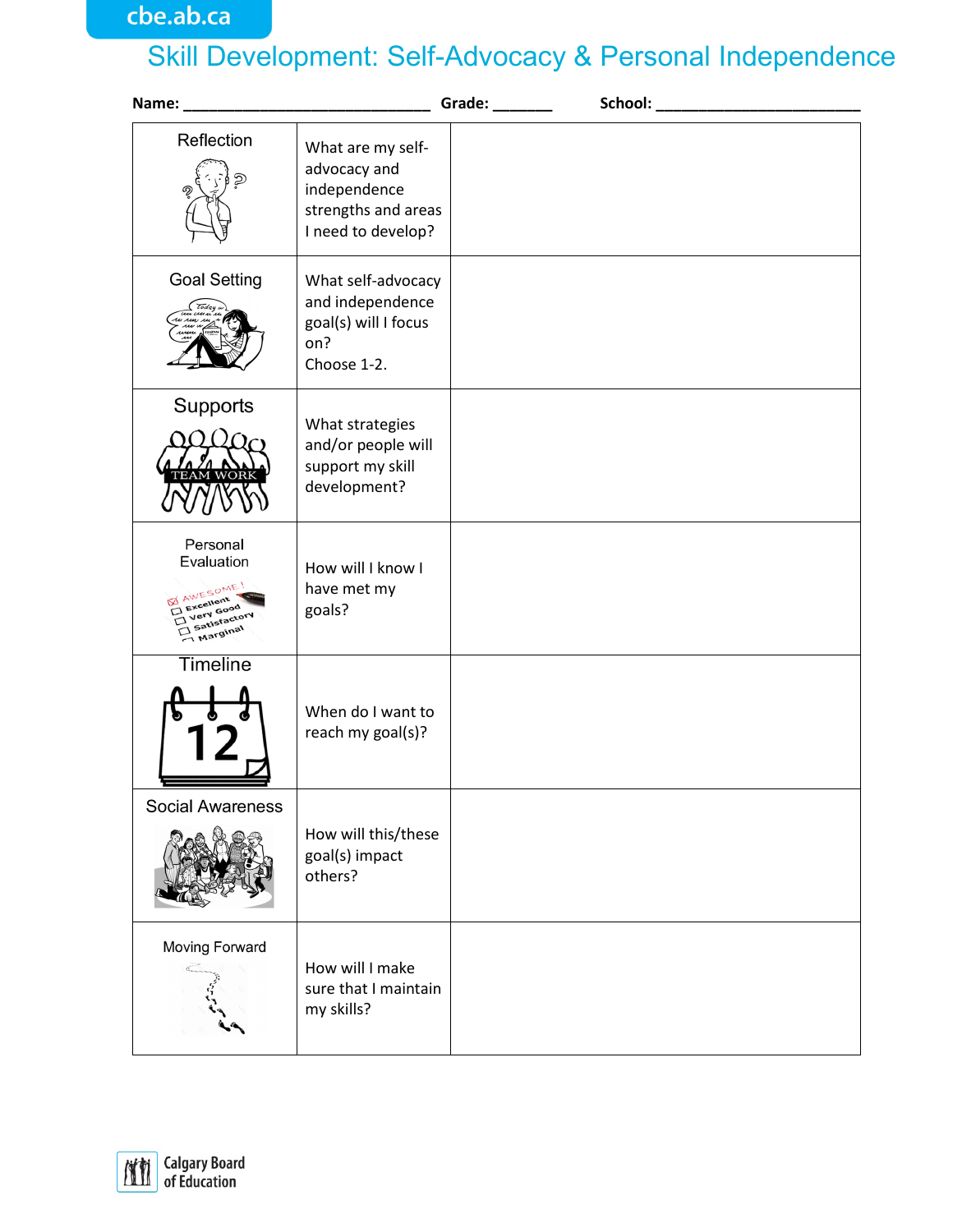# Skill Development: Self-Advocacy & Personal Independence

**Name:** ______________________________ **Grade:** _______ **School:** ________________________

| | | |
|---|---|---|
| Reflection | What are my self-advocacy and independence strengths and areas I need to develop? | |
| Goal Setting | What self-advocacy and independence goal(s) will I focus on? Choose 1-2. | |
| Supports | What strategies and/or people will support my skill development? | |
| Personal Evaluation | How will I know I have met my goals? | |
| Timeline | When do I want to reach my goal(s)? | |
| Social Awareness | How will this/these goal(s) impact others? | |
| Moving Forward | How will I make sure that I maintain my skills? | |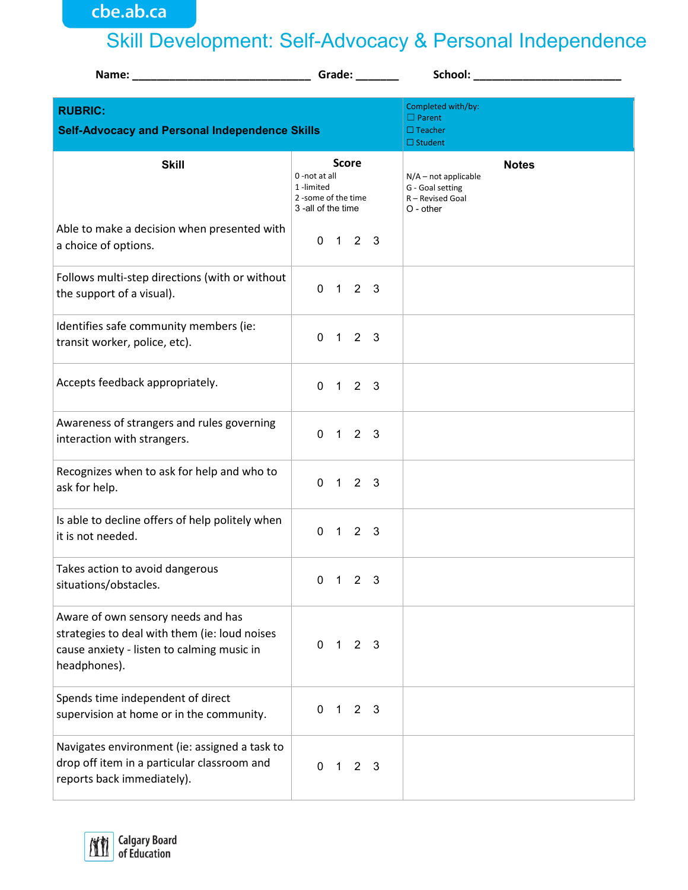cbe.ab.ca

# Skill Development: Self-Advocacy & Personal Independence

**Name:** ____________________________ **Grade:** _______ **School:** ________________________

| **RUBRIC:** **Self-Advocacy and Personal Independence Skills** | | Completed with/by: ☐ Parent ☐ Teacher ☐ Student |
|---|---|---|
| **Skill** | **Score** 0 -not at all 1 -limited 2 -some of the time 3 -all of the time | **Notes** N/A – not applicable G - Goal setting R – Revised Goal O - other |
| Able to make a decision when presented with a choice of options. | 0 1 2 3 | |
| Follows multi-step directions (with or without the support of a visual). | 0 1 2 3 | |
| Identifies safe community members (ie: transit worker, police, etc). | 0 1 2 3 | |
| Accepts feedback appropriately. | 0 1 2 3 | |
| Awareness of strangers and rules governing interaction with strangers. | 0 1 2 3 | |
| Recognizes when to ask for help and who to ask for help. | 0 1 2 3 | |
| Is able to decline offers of help politely when it is not needed. | 0 1 2 3 | |
| Takes action to avoid dangerous situations/obstacles. | 0 1 2 3 | |
| Aware of own sensory needs and has strategies to deal with them (ie: loud noises cause anxiety - listen to calming music in headphones). | 0 1 2 3 | |
| Spends time independent of direct supervision at home or in the community. | 0 1 2 3 | |
| Navigates environment (ie: assigned a task to drop off item in a particular classroom and reports back immediately). | 0 1 2 3 | |

Calgary Board of Education